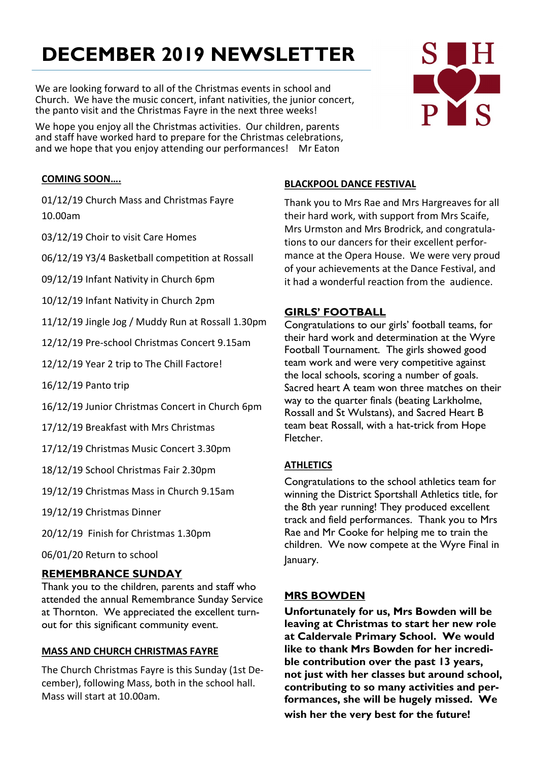# DECEMBER 2019 NEWSLETTER

We are looking forward to all of the Christmas events in school and Church. We have the music concert, infant nativities, the junior concert, the panto visit and the Christmas Fayre in the next three weeks!

We hope you enjoy all the Christmas activities. Our children, parents and staff have worked hard to prepare for the Christmas celebrations, and we hope that you enjoy attending our performances! Mr Eaton

S H P S

## COMING SOON….

01/12/19 Church Mass and Christmas Fayre 10.00am

03/12/19 Choir to visit Care Homes

06/12/19 Y3/4 Basketball competition at Rossall

09/12/19 Infant Nativity in Church 6pm

10/12/19 Infant Nativity in Church 2pm

11/12/19 Jingle Jog / Muddy Run at Rossall 1.30pm

12/12/19 Pre-school Christmas Concert 9.15am

12/12/19 Year 2 trip to The Chill Factore!

16/12/19 Panto trip

16/12/19 Junior Christmas Concert in Church 6pm

17/12/19 Breakfast with Mrs Christmas

17/12/19 Christmas Music Concert 3.30pm

18/12/19 School Christmas Fair 2.30pm

19/12/19 Christmas Mass in Church 9.15am

19/12/19 Christmas Dinner

20/12/19 Finish for Christmas 1.30pm

06/01/20 Return to school

## REMEMBRANCE SUNDAY

Thank you to the children, parents and staff who attended the annual Remembrance Sunday Service at Thornton. We appreciated the excellent turn-out for this significant community event.

## MASS AND CHURCH CHRISTMAS FAYRE

The Church Christmas Fayre is this Sunday (1st December), following Mass, both in the school hall. Mass will start at 10.00am.

## BLACKPOOL DANCE FESTIVAL

Thank you to Mrs Rae and Mrs Hargreaves for all their hard work, with support from Mrs Scaife, Mrs Urmston and Mrs Brodrick, and congratulations to our dancers for their excellent performance at the Opera House. We were very proud of your achievements at the Dance Festival, and it had a wonderful reaction from the audience.

## GIRLS' FOOTBALL

Congratulations to our girls' football teams, for their hard work and determination at the Wyre Football Tournament. The girls showed good team work and were very competitive against the local schools, scoring a number of goals. Sacred heart A team won three matches on their way to the quarter finals (beating Larkholme, Rossall and St Wulstans), and Sacred Heart B team beat Rossall, with a hat-trick from Hope Fletcher.

## ATHLETICS

Congratulations to the school athletics team for winning the District Sportshall Athletics title, for the 8th year running! They produced excellent track and field performances. Thank you to Mrs Rae and Mr Cooke for helping me to train the children. We now compete at the Wyre Final in January.

## MRS BOWDEN

**Unfortunately for us, Mrs Bowden will be leaving at Christmas to start her new role at Caldervale Primary School. We would like to thank Mrs Bowden for her incredible contribution over the past 13 years, not just with her classes but around school, contributing to so many activities and performances, she will be hugely missed. We wish her the very best for the future!**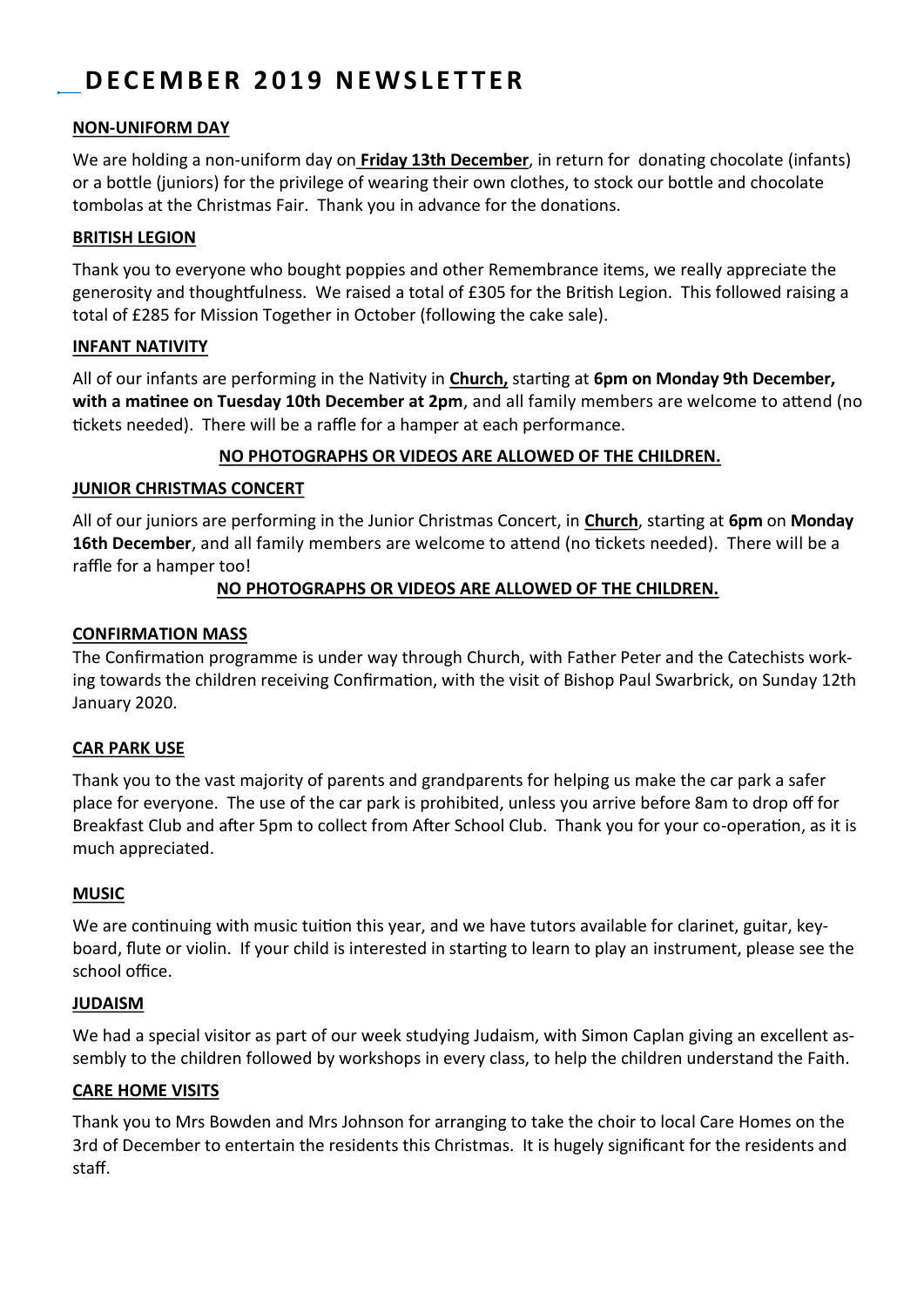# DECEMBER 2019 NEWSLETTER

**NON-UNIFORM DAY**

We are holding a non-uniform day on **Friday 13th December**, in return for donating chocolate (infants) or a bottle (juniors) for the privilege of wearing their own clothes, to stock our bottle and chocolate tombolas at the Christmas Fair. Thank you in advance for the donations.

**BRITISH LEGION**

Thank you to everyone who bought poppies and other Remembrance items, we really appreciate the generosity and thoughtfulness. We raised a total of £305 for the British Legion. This followed raising a total of £285 for Mission Together in October (following the cake sale).

**INFANT NATIVITY**

All of our infants are performing in the Nativity in **Church,** starting at **6pm on Monday 9th December, with a matinee on Tuesday 10th December at 2pm**, and all family members are welcome to attend (no tickets needed). There will be a raffle for a hamper at each performance.

**NO PHOTOGRAPHS OR VIDEOS ARE ALLOWED OF THE CHILDREN.**

**JUNIOR CHRISTMAS CONCERT**

All of our juniors are performing in the Junior Christmas Concert, in **Church**, starting at **6pm** on **Monday 16th December**, and all family members are welcome to attend (no tickets needed). There will be a raffle for a hamper too!

**NO PHOTOGRAPHS OR VIDEOS ARE ALLOWED OF THE CHILDREN.**

**CONFIRMATION MASS**

The Confirmation programme is under way through Church, with Father Peter and the Catechists working towards the children receiving Confirmation, with the visit of Bishop Paul Swarbrick, on Sunday 12th January 2020.

**CAR PARK USE**

Thank you to the vast majority of parents and grandparents for helping us make the car park a safer place for everyone. The use of the car park is prohibited, unless you arrive before 8am to drop off for Breakfast Club and after 5pm to collect from After School Club. Thank you for your co-operation, as it is much appreciated.

**MUSIC**

We are continuing with music tuition this year, and we have tutors available for clarinet, guitar, keyboard, flute or violin. If your child is interested in starting to learn to play an instrument, please see the school office.

**JUDAISM**

We had a special visitor as part of our week studying Judaism, with Simon Caplan giving an excellent assembly to the children followed by workshops in every class, to help the children understand the Faith.

**CARE HOME VISITS**

Thank you to Mrs Bowden and Mrs Johnson for arranging to take the choir to local Care Homes on the 3rd of December to entertain the residents this Christmas. It is hugely significant for the residents and staff.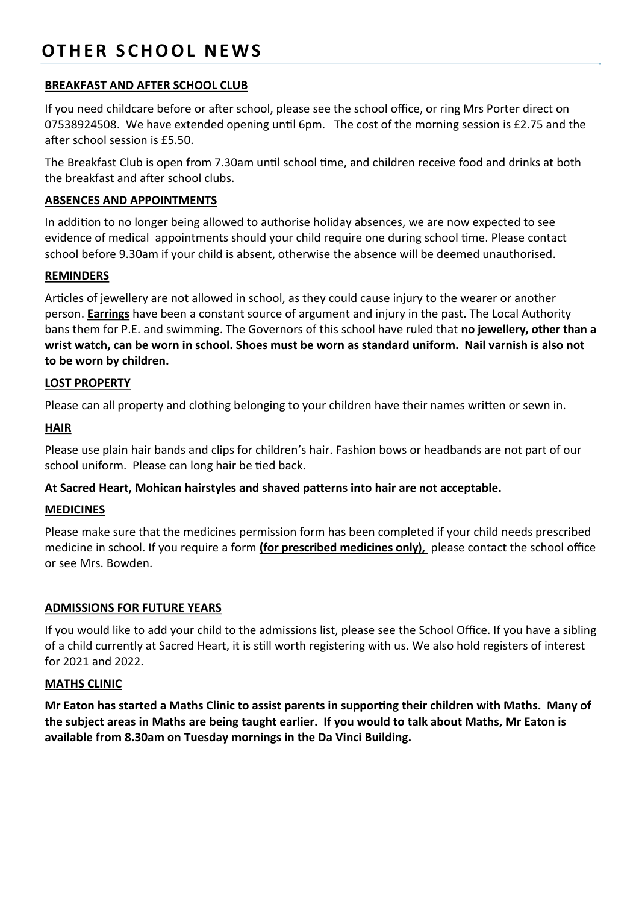# OTHER SCHOOL NEWS

**BREAKFAST AND AFTER SCHOOL CLUB**

If you need childcare before or after school, please see the school office, or ring Mrs Porter direct on 07538924508. We have extended opening until 6pm. The cost of the morning session is £2.75 and the after school session is £5.50.

The Breakfast Club is open from 7.30am until school time, and children receive food and drinks at both the breakfast and after school clubs.

**ABSENCES AND APPOINTMENTS**

In addition to no longer being allowed to authorise holiday absences, we are now expected to see evidence of medical appointments should your child require one during school time. Please contact school before 9.30am if your child is absent, otherwise the absence will be deemed unauthorised.

**REMINDERS**

Articles of jewellery are not allowed in school, as they could cause injury to the wearer or another person. **Earrings** have been a constant source of argument and injury in the past. The Local Authority bans them for P.E. and swimming. The Governors of this school have ruled that **no jewellery, other than a wrist watch, can be worn in school. Shoes must be worn as standard uniform. Nail varnish is also not to be worn by children.**

**LOST PROPERTY**

Please can all property and clothing belonging to your children have their names written or sewn in.

**HAIR**

Please use plain hair bands and clips for children's hair. Fashion bows or headbands are not part of our school uniform. Please can long hair be tied back.

**At Sacred Heart, Mohican hairstyles and shaved patterns into hair are not acceptable.**

**MEDICINES**

Please make sure that the medicines permission form has been completed if your child needs prescribed medicine in school. If you require a form **(for prescribed medicines only),** please contact the school office or see Mrs. Bowden.

**ADMISSIONS FOR FUTURE YEARS**

If you would like to add your child to the admissions list, please see the School Office. If you have a sibling of a child currently at Sacred Heart, it is still worth registering with us. We also hold registers of interest for 2021 and 2022.

**MATHS CLINIC**

**Mr Eaton has started a Maths Clinic to assist parents in supporting their children with Maths. Many of the subject areas in Maths are being taught earlier. If you would to talk about Maths, Mr Eaton is available from 8.30am on Tuesday mornings in the Da Vinci Building.**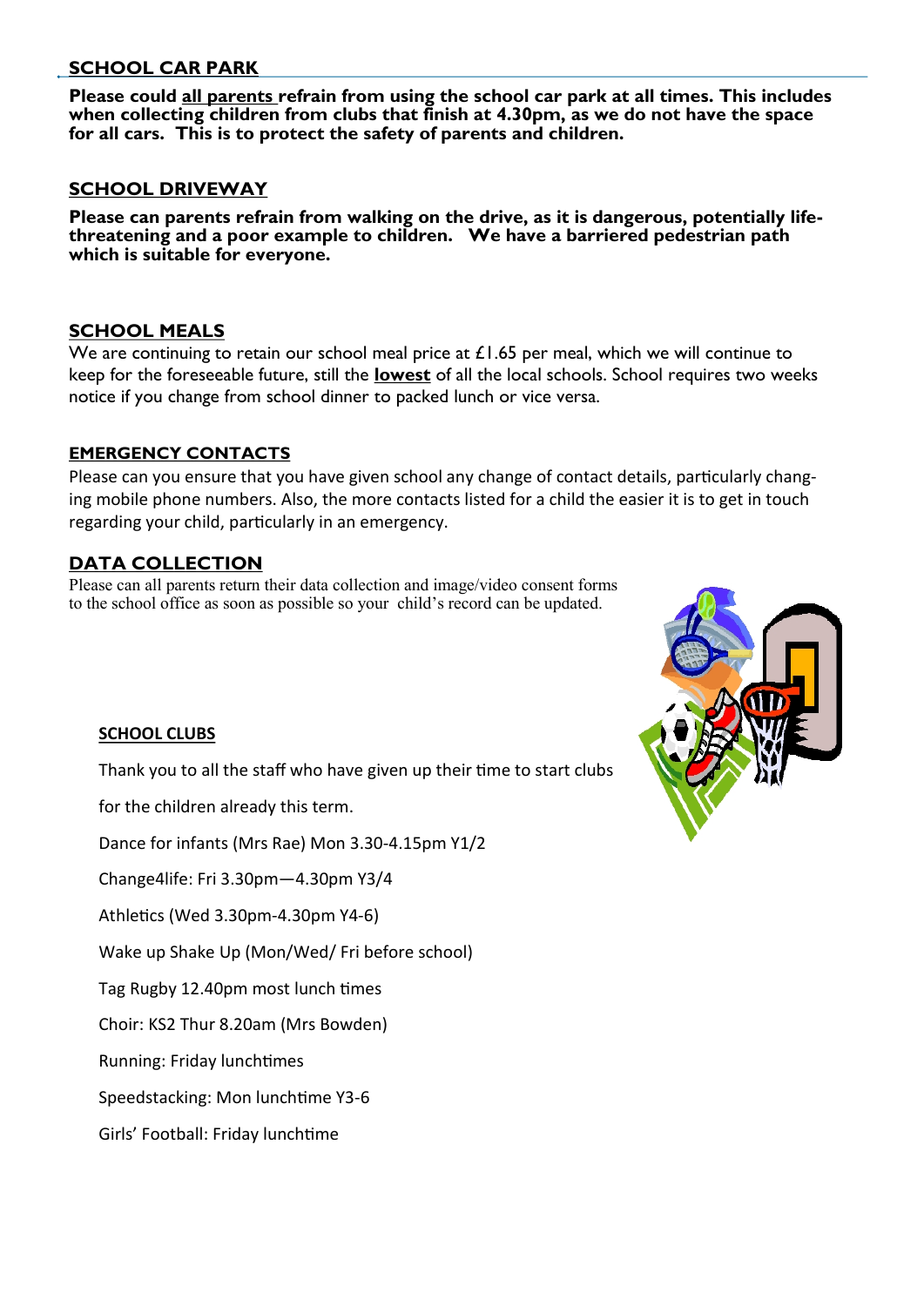## SCHOOL CAR PARK

**Please could all parents refrain from using the school car park at all times. This includes when collecting children from clubs that finish at 4.30pm, as we do not have the space for all cars. This is to protect the safety of parents and children.**

## SCHOOL DRIVEWAY

**Please can parents refrain from walking on the drive, as it is dangerous, potentially life-threatening and a poor example to children. We have a barriered pedestrian path which is suitable for everyone.**

## SCHOOL MEALS

We are continuing to retain our school meal price at £1.65 per meal, which we will continue to keep for the foreseeable future, still the **lowest** of all the local schools. School requires two weeks notice if you change from school dinner to packed lunch or vice versa.

## EMERGENCY CONTACTS

Please can you ensure that you have given school any change of contact details, particularly changing mobile phone numbers. Also, the more contacts listed for a child the easier it is to get in touch regarding your child, particularly in an emergency.

## DATA COLLECTION

Please can all parents return their data collection and image/video consent forms to the school office as soon as possible so your child's record can be updated.

## SCHOOL CLUBS

Thank you to all the staff who have given up their time to start clubs for the children already this term.

Dance for infants (Mrs Rae) Mon 3.30-4.15pm Y1/2

Change4life: Fri 3.30pm—4.30pm Y3/4

Athletics (Wed 3.30pm-4.30pm Y4-6)

Wake up Shake Up (Mon/Wed/ Fri before school)

Tag Rugby 12.40pm most lunch times

Choir: KS2 Thur 8.20am (Mrs Bowden)

Running: Friday lunchtimes

Speedstacking: Mon lunchtime Y3-6

Girls' Football: Friday lunchtime